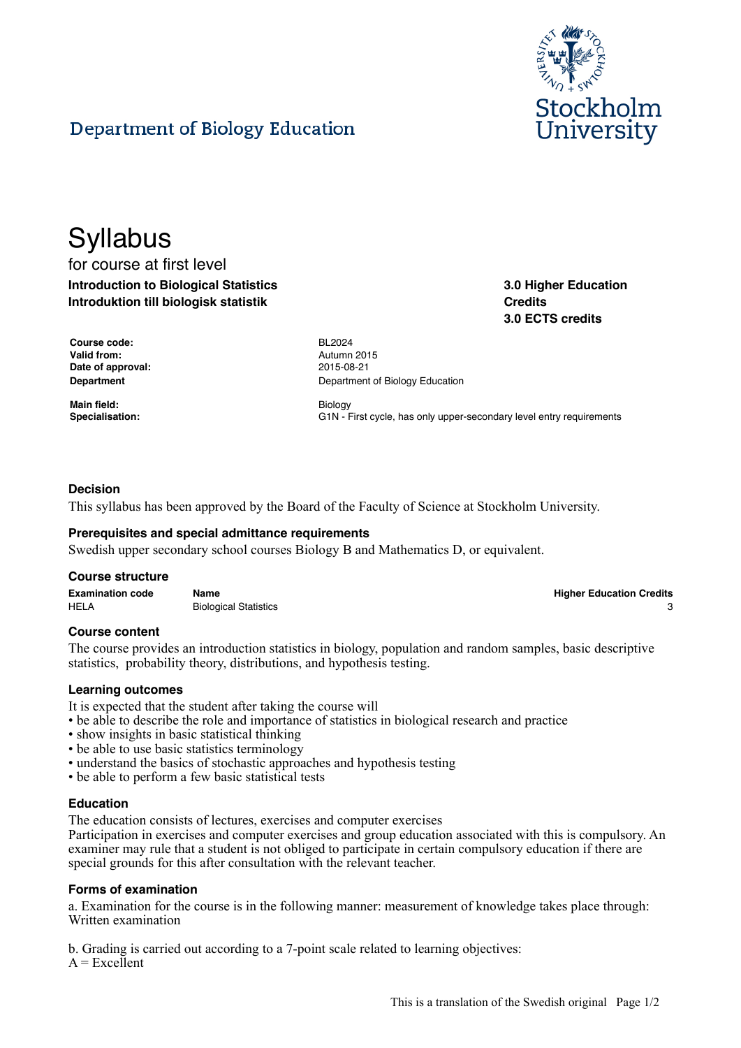Department of Biology Education

Stockholm University

# Syllabus

for course at first level

**Introduction to Biological Statistics**
**Introduktion till biologisk statistik**

**3.0 Higher Education Credits**
**3.0 ECTS credits**

| | |
|---|---|
| **Course code:** | BL2024 |
| **Valid from:** | Autumn 2015 |
| **Date of approval:** | 2015-08-21 |
| **Department** | Department of Biology Education |
| **Main field:** | Biology |
| **Specialisation:** | G1N - First cycle, has only upper-secondary level entry requirements |

### Decision

This syllabus has been approved by the Board of the Faculty of Science at Stockholm University.

### Prerequisites and special admittance requirements

Swedish upper secondary school courses Biology B and Mathematics D, or equivalent.

### Course structure

| Examination code | Name | Higher Education Credits |
|---|---|---|
| HELA | Biological Statistics | 3 |

### Course content

The course provides an introduction statistics in biology, population and random samples, basic descriptive statistics, probability theory, distributions, and hypothesis testing.

### Learning outcomes

It is expected that the student after taking the course will
- be able to describe the role and importance of statistics in biological research and practice
- show insights in basic statistical thinking
- be able to use basic statistics terminology
- understand the basics of stochastic approaches and hypothesis testing
- be able to perform a few basic statistical tests

### Education

The education consists of lectures, exercises and computer exercises
Participation in exercises and computer exercises and group education associated with this is compulsory. An examiner may rule that a student is not obliged to participate in certain compulsory education if there are special grounds for this after consultation with the relevant teacher.

### Forms of examination

a. Examination for the course is in the following manner: measurement of knowledge takes place through: Written examination

b. Grading is carried out according to a 7-point scale related to learning objectives:
A = Excellent

This is a translation of the Swedish original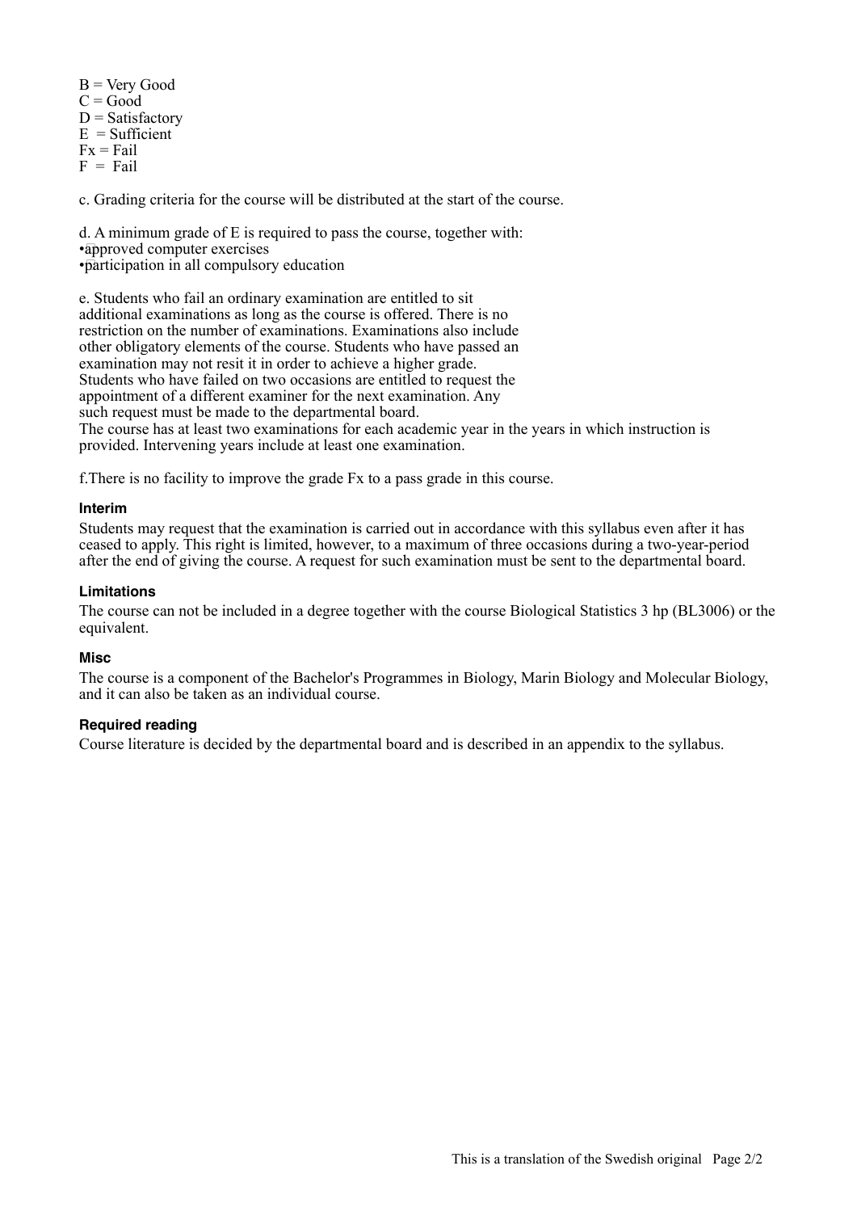B = Very Good
C = Good
D = Satisfactory
E = Sufficient
Fx = Fail
F = Fail

c. Grading criteria for the course will be distributed at the start of the course.

d. A minimum grade of E is required to pass the course, together with:
- approved computer exercises
- participation in all compulsory education

e. Students who fail an ordinary examination are entitled to sit additional examinations as long as the course is offered. There is no restriction on the number of examinations. Examinations also include other obligatory elements of the course. Students who have passed an examination may not resit it in order to achieve a higher grade. Students who have failed on two occasions are entitled to request the appointment of a different examiner for the next examination. Any such request must be made to the departmental board.
The course has at least two examinations for each academic year in the years in which instruction is provided. Intervening years include at least one examination.

f.There is no facility to improve the grade Fx to a pass grade in this course.

### Interim

Students may request that the examination is carried out in accordance with this syllabus even after it has ceased to apply. This right is limited, however, to a maximum of three occasions during a two-year-period after the end of giving the course. A request for such examination must be sent to the departmental board.

### Limitations

The course can not be included in a degree together with the course Biological Statistics 3 hp (BL3006) or the equivalent.

### Misc

The course is a component of the Bachelor's Programmes in Biology, Marin Biology and Molecular Biology, and it can also be taken as an individual course.

### Required reading

Course literature is decided by the departmental board and is described in an appendix to the syllabus.

This is a translation of the Swedish original